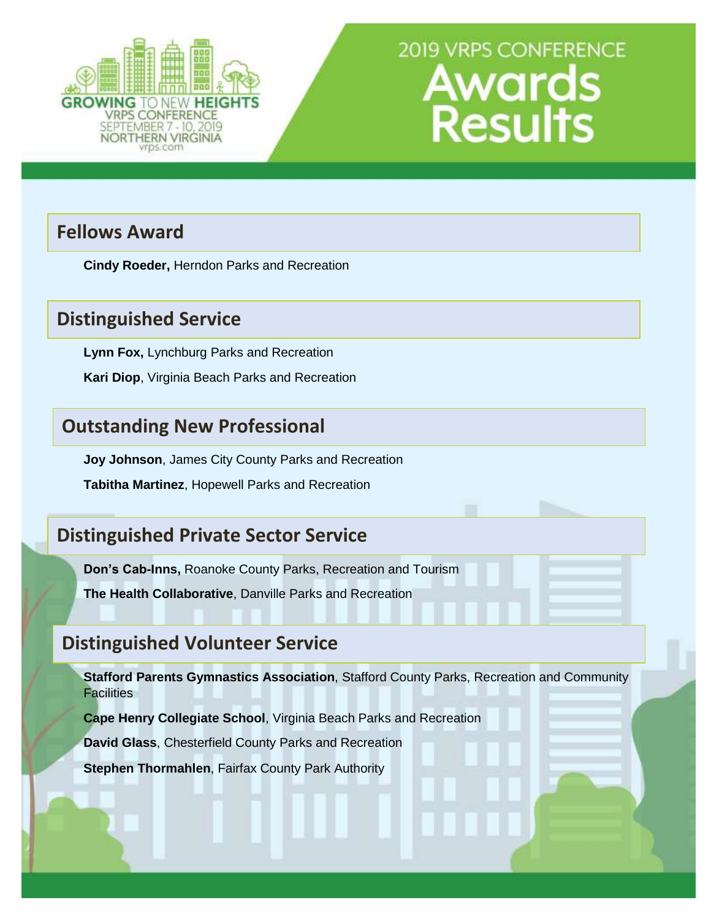GROWING TO NEW HEIGHTS
VRPS CONFERENCE
SEPTEMBER 7 - 10, 2019
NORTHERN VIRGINIA
vrps.com

# 2019 VRPS CONFERENCE Awards Results

## Fellows Award

**Cindy Roeder,** Herndon Parks and Recreation

## Distinguished Service

**Lynn Fox,** Lynchburg Parks and Recreation

**Kari Diop**, Virginia Beach Parks and Recreation

## Outstanding New Professional

**Joy Johnson**, James City County Parks and Recreation

**Tabitha Martinez**, Hopewell Parks and Recreation

## Distinguished Private Sector Service

**Don's Cab-Inns,** Roanoke County Parks, Recreation and Tourism

**The Health Collaborative**, Danville Parks and Recreation

## Distinguished Volunteer Service

**Stafford Parents Gymnastics Association**, Stafford County Parks, Recreation and Community Facilities

**Cape Henry Collegiate School**, Virginia Beach Parks and Recreation

**David Glass**, Chesterfield County Parks and Recreation

**Stephen Thormahlen**, Fairfax County Park Authority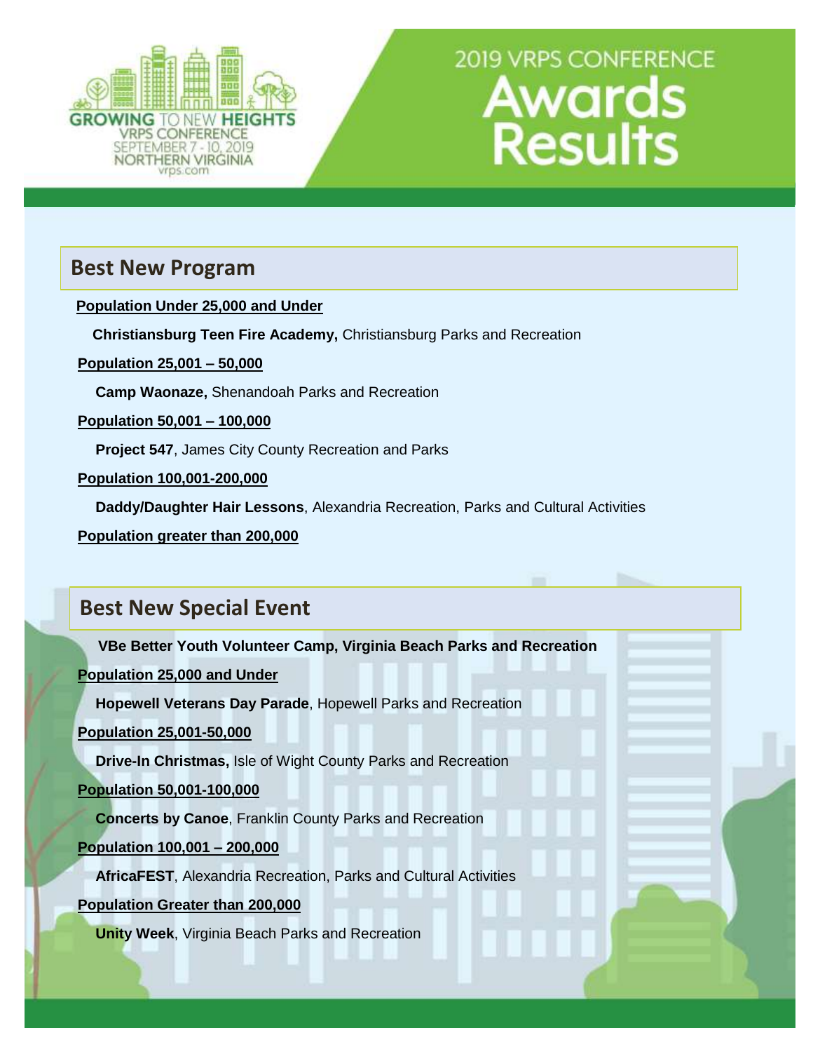# 2019 VRPS CONFERENCE Awards Results

GROWING TO NEW HEIGHTS
VRPS CONFERENCE
SEPTEMBER 7 - 10, 2019
NORTHERN VIRGINIA
vrps.com

## Best New Program

**Population Under 25,000 and Under**

**Christiansburg Teen Fire Academy,** Christiansburg Parks and Recreation

**Population 25,001 – 50,000**

**Camp Waonaze,** Shenandoah Parks and Recreation

**Population 50,001 – 100,000**

**Project 547**, James City County Recreation and Parks

**Population 100,001-200,000**

**Daddy/Daughter Hair Lessons**, Alexandria Recreation, Parks and Cultural Activities

**Population greater than 200,000**

## Best New Special Event

**VBe Better Youth Volunteer Camp, Virginia Beach Parks and Recreation**

**Population 25,000 and Under**

**Hopewell Veterans Day Parade**, Hopewell Parks and Recreation

**Population 25,001-50,000**

**Drive-In Christmas,** Isle of Wight County Parks and Recreation

**Population 50,001-100,000**

**Concerts by Canoe**, Franklin County Parks and Recreation

**Population 100,001 – 200,000**

**AfricaFEST**, Alexandria Recreation, Parks and Cultural Activities

**Population Greater than 200,000**

**Unity Week**, Virginia Beach Parks and Recreation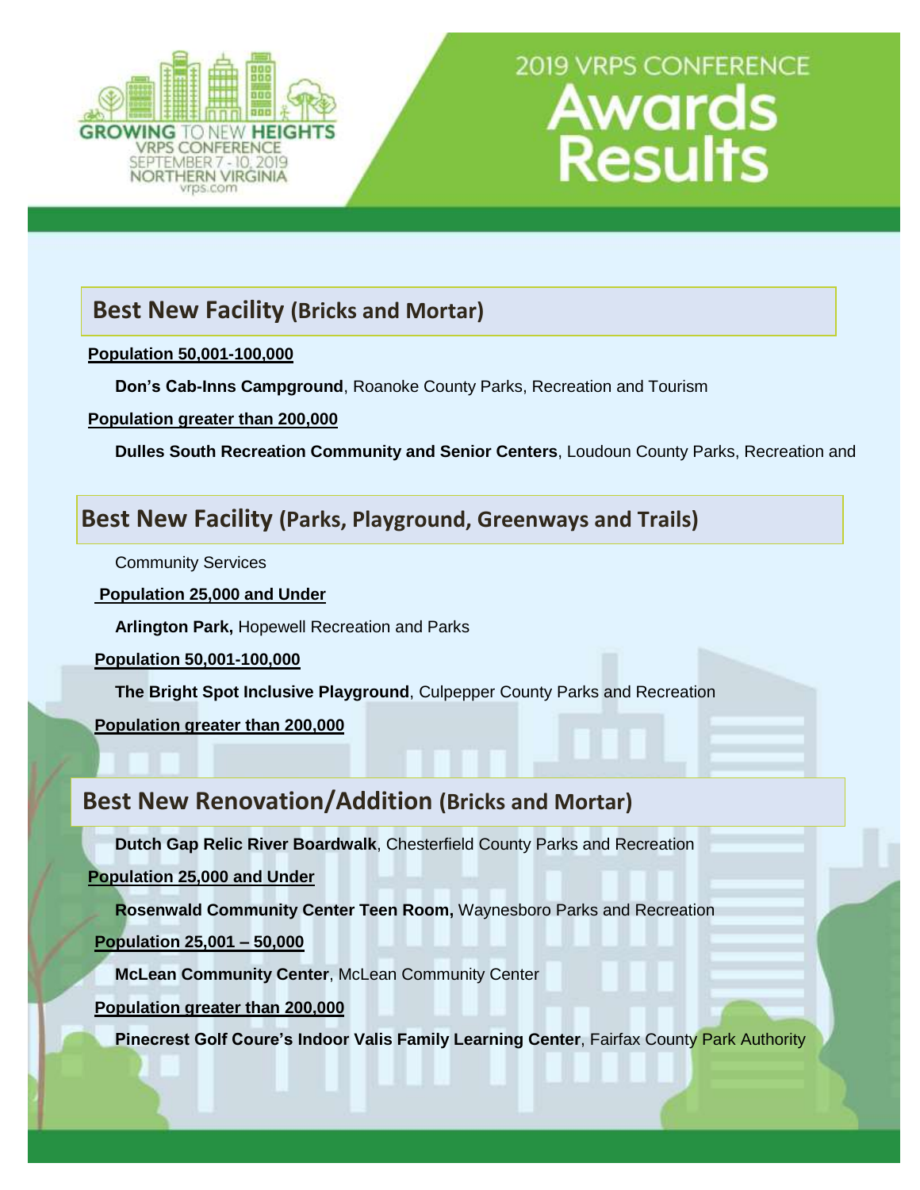GROWING TO NEW HEIGHTS
VRPS CONFERENCE
SEPTEMBER 7 - 10, 2019
NORTHERN VIRGINIA
vrps.com

# 2019 VRPS CONFERENCE Awards Results

## Best New Facility (Bricks and Mortar)

**Population 50,001-100,000**

**Don's Cab-Inns Campground**, Roanoke County Parks, Recreation and Tourism

**Population greater than 200,000**

**Dulles South Recreation Community and Senior Centers**, Loudoun County Parks, Recreation and Community Services

## Best New Facility (Parks, Playground, Greenways and Trails)

**Population 25,000 and Under**

**Arlington Park,** Hopewell Recreation and Parks

**Population 50,001-100,000**

**The Bright Spot Inclusive Playground**, Culpepper County Parks and Recreation

**Population greater than 200,000**

**Dutch Gap Relic River Boardwalk**, Chesterfield County Parks and Recreation

## Best New Renovation/Addition (Bricks and Mortar)

**Population 25,000 and Under**

**Rosenwald Community Center Teen Room,** Waynesboro Parks and Recreation

**Population 25,001 – 50,000**

**McLean Community Center**, McLean Community Center

**Population greater than 200,000**

**Pinecrest Golf Coure's Indoor Valis Family Learning Center**, Fairfax County Park Authority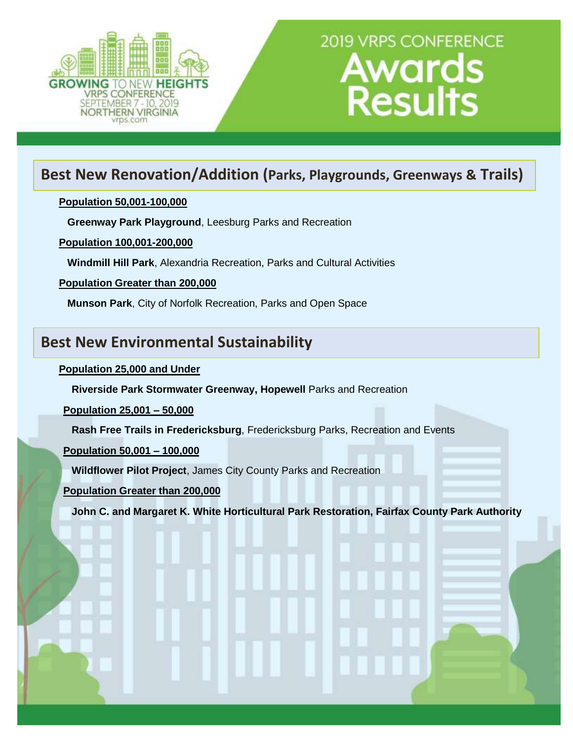GROWING TO NEW HEIGHTS
VRPS CONFERENCE
SEPTEMBER 7 - 10, 2019
NORTHERN VIRGINIA
vrps.com

# 2019 VRPS CONFERENCE Awards Results

## Best New Renovation/Addition (Parks, Playgrounds, Greenways & Trails)

**Population 50,001-100,000**

**Greenway Park Playground**, Leesburg Parks and Recreation

**Population 100,001-200,000**

**Windmill Hill Park**, Alexandria Recreation, Parks and Cultural Activities

**Population Greater than 200,000**

**Munson Park**, City of Norfolk Recreation, Parks and Open Space

## Best New Environmental Sustainability

**Population 25,000 and Under**

**Riverside Park Stormwater Greenway, Hopewell** Parks and Recreation

**Population 25,001 – 50,000**

**Rash Free Trails in Fredericksburg**, Fredericksburg Parks, Recreation and Events

**Population 50,001 – 100,000**

**Wildflower Pilot Project**, James City County Parks and Recreation

**Population Greater than 200,000**

**John C. and Margaret K. White Horticultural Park Restoration, Fairfax County Park Authority**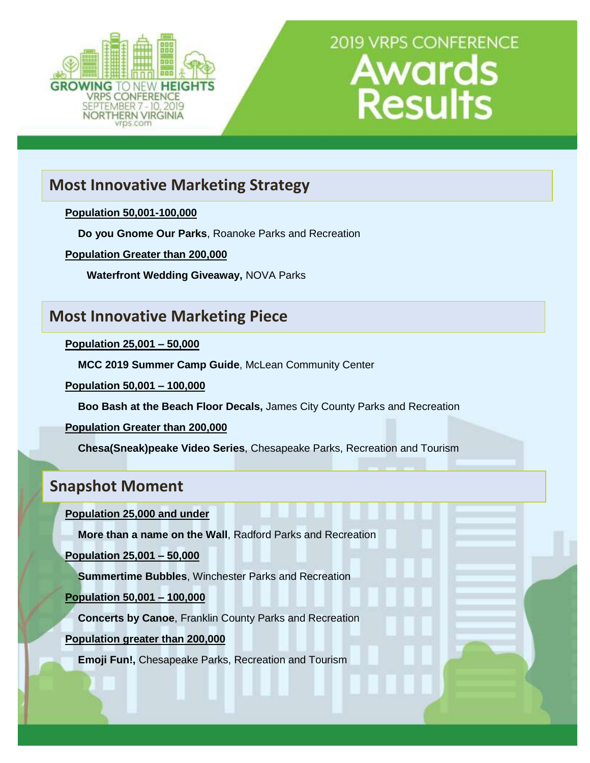GROWING TO NEW HEIGHTS
VRPS CONFERENCE
SEPTEMBER 7 - 10, 2019
NORTHERN VIRGINIA
vrps.com

# 2019 VRPS CONFERENCE Awards Results

## Most Innovative Marketing Strategy

**Population 50,001-100,000**

**Do you Gnome Our Parks**, Roanoke Parks and Recreation

**Population Greater than 200,000**

**Waterfront Wedding Giveaway,** NOVA Parks

## Most Innovative Marketing Piece

**Population 25,001 – 50,000**

**MCC 2019 Summer Camp Guide**, McLean Community Center

**Population 50,001 – 100,000**

**Boo Bash at the Beach Floor Decals,** James City County Parks and Recreation

**Population Greater than 200,000**

**Chesa(Sneak)peake Video Series**, Chesapeake Parks, Recreation and Tourism

## Snapshot Moment

**Population 25,000 and under**

**More than a name on the Wall**, Radford Parks and Recreation

**Population 25,001 – 50,000**

**Summertime Bubbles**, Winchester Parks and Recreation

**Population 50,001 – 100,000**

**Concerts by Canoe**, Franklin County Parks and Recreation

**Population greater than 200,000**

**Emoji Fun!,** Chesapeake Parks, Recreation and Tourism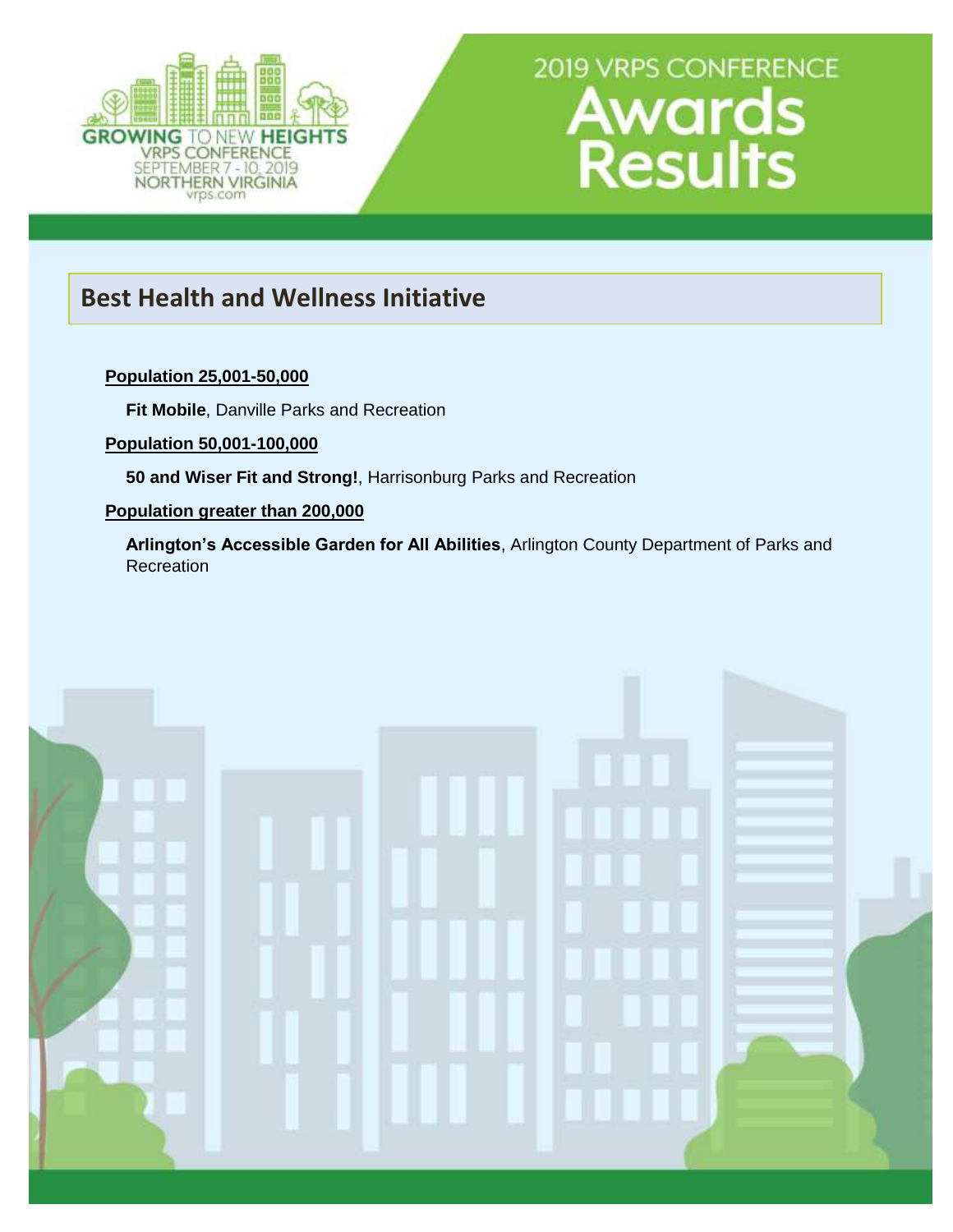## Best Health and Wellness Initiative

**Population 25,001-50,000**

**Fit Mobile**, Danville Parks and Recreation

**Population 50,001-100,000**

**50 and Wiser Fit and Strong!**, Harrisonburg Parks and Recreation

**Population greater than 200,000**

**Arlington's Accessible Garden for All Abilities**, Arlington County Department of Parks and Recreation